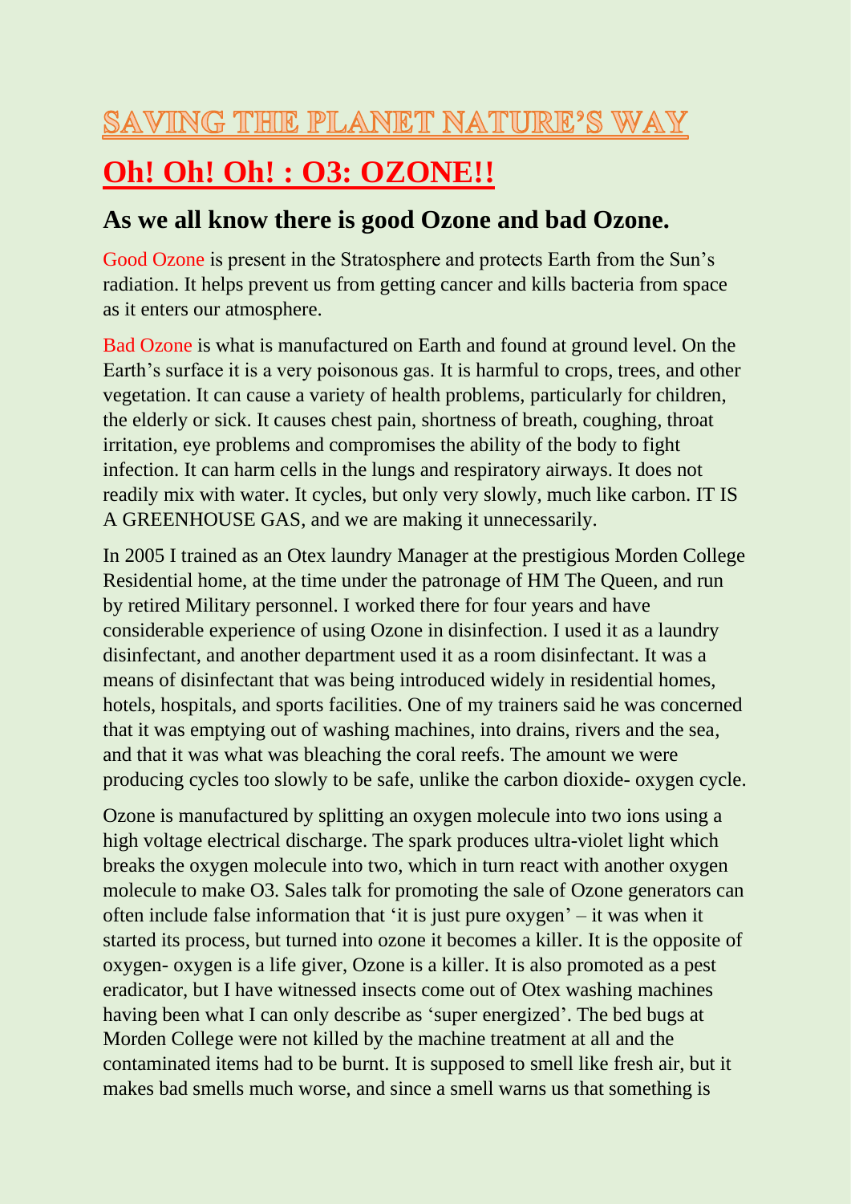# SAVING THE PLANET NATURE'S WAY

# Oh! Oh! Oh! : O3: OZONE!!

## As we all know there is good Ozone and bad Ozone.

Good Ozone is present in the Stratosphere and protects Earth from the Sun's radiation. It helps prevent us from getting cancer and kills bacteria from space as it enters our atmosphere.

Bad Ozone is what is manufactured on Earth and found at ground level. On the Earth's surface it is a very poisonous gas. It is harmful to crops, trees, and other vegetation. It can cause a variety of health problems, particularly for children, the elderly or sick. It causes chest pain, shortness of breath, coughing, throat irritation, eye problems and compromises the ability of the body to fight infection. It can harm cells in the lungs and respiratory airways. It does not readily mix with water. It cycles, but only very slowly, much like carbon. IT IS A GREENHOUSE GAS, and we are making it unnecessarily.

In 2005 I trained as an Otex laundry Manager at the prestigious Morden College Residential home, at the time under the patronage of HM The Queen, and run by retired Military personnel. I worked there for four years and have considerable experience of using Ozone in disinfection. I used it as a laundry disinfectant, and another department used it as a room disinfectant. It was a means of disinfectant that was being introduced widely in residential homes, hotels, hospitals, and sports facilities. One of my trainers said he was concerned that it was emptying out of washing machines, into drains, rivers and the sea, and that it was what was bleaching the coral reefs. The amount we were producing cycles too slowly to be safe, unlike the carbon dioxide- oxygen cycle.

Ozone is manufactured by splitting an oxygen molecule into two ions using a high voltage electrical discharge. The spark produces ultra-violet light which breaks the oxygen molecule into two, which in turn react with another oxygen molecule to make O3. Sales talk for promoting the sale of Ozone generators can often include false information that 'it is just pure oxygen' – it was when it started its process, but turned into ozone it becomes a killer. It is the opposite of oxygen- oxygen is a life giver, Ozone is a killer. It is also promoted as a pest eradicator, but I have witnessed insects come out of Otex washing machines having been what I can only describe as 'super energized'. The bed bugs at Morden College were not killed by the machine treatment at all and the contaminated items had to be burnt. It is supposed to smell like fresh air, but it makes bad smells much worse, and since a smell warns us that something is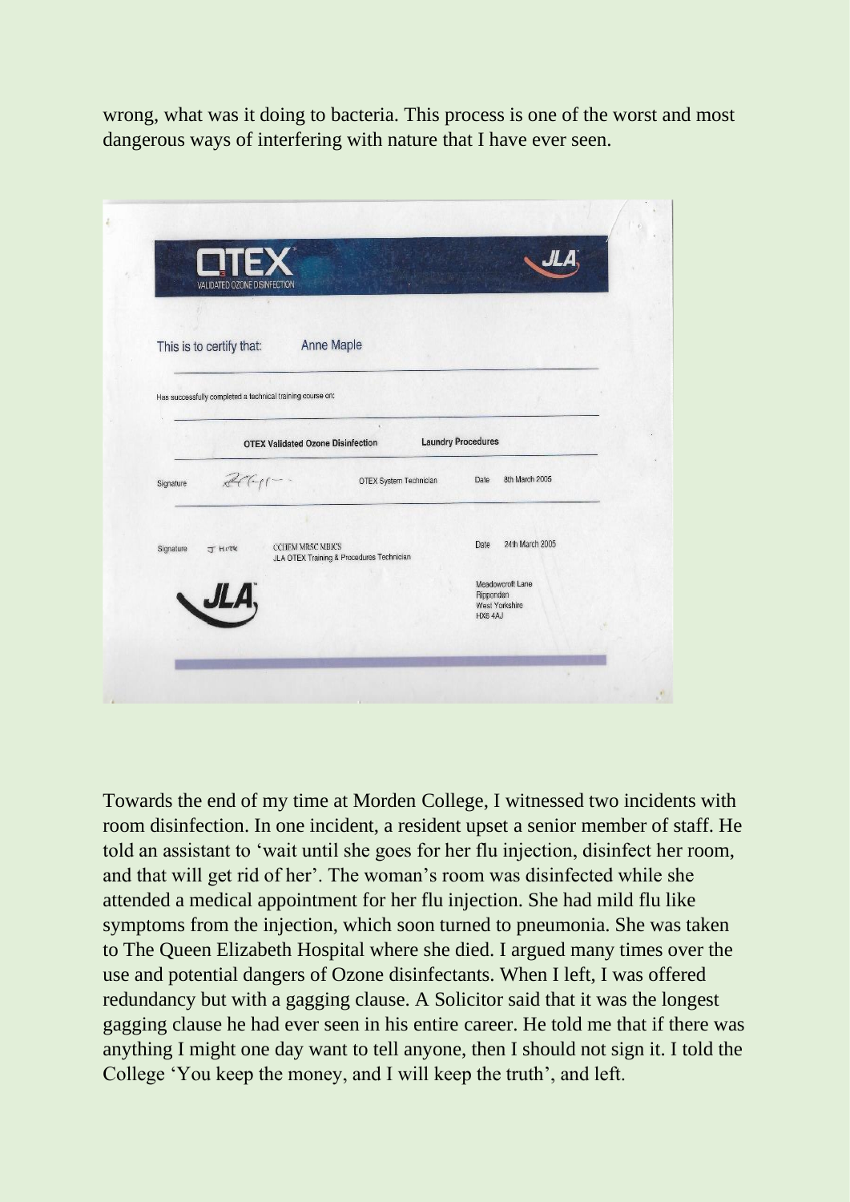wrong, what was it doing to bacteria. This process is one of the worst and most dangerous ways of interfering with nature that I have ever seen.

**OTEX**
VALIDATED OZONE DISINFECTION

**JLA**

This is to certify that: Anne Maple

Has successfully completed a technical training course on:

**OTEX Validated Ozone Disinfection** **Laundry Procedures**

Signature OTEX System Technician Date 8th March 2005

Signature J Hick CCHEM MRSC MBICS
JLA OTEX Training & Procedures Technician Date 24th March 2005

**JLA**

Meadowcroft Lane
Ripponden
West Yorkshire
HX6 4AJ

Towards the end of my time at Morden College, I witnessed two incidents with room disinfection. In one incident, a resident upset a senior member of staff. He told an assistant to 'wait until she goes for her flu injection, disinfect her room, and that will get rid of her'. The woman's room was disinfected while she attended a medical appointment for her flu injection. She had mild flu like symptoms from the injection, which soon turned to pneumonia. She was taken to The Queen Elizabeth Hospital where she died. I argued many times over the use and potential dangers of Ozone disinfectants. When I left, I was offered redundancy but with a gagging clause. A Solicitor said that it was the longest gagging clause he had ever seen in his entire career. He told me that if there was anything I might one day want to tell anyone, then I should not sign it. I told the College 'You keep the money, and I will keep the truth', and left.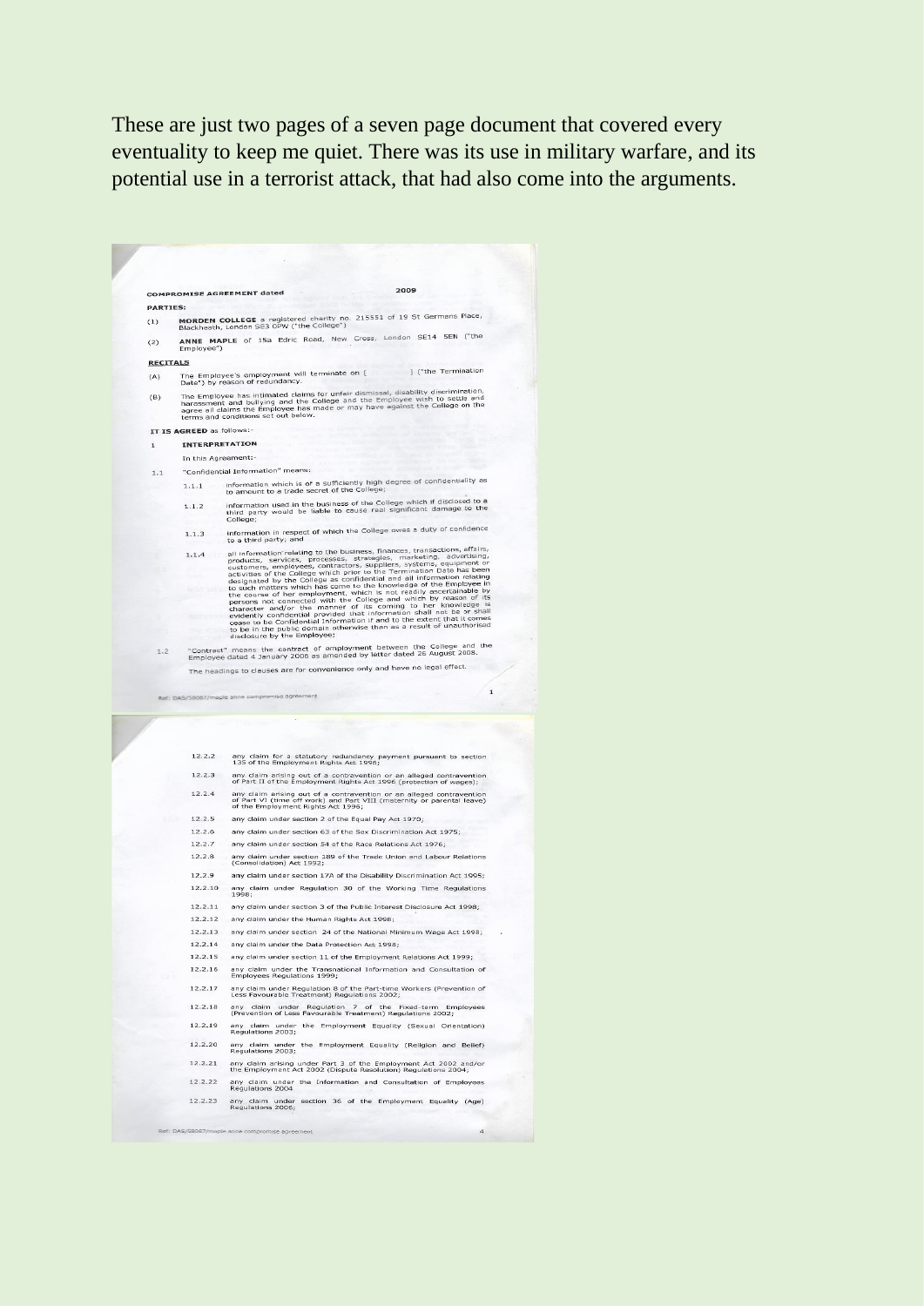These are just two pages of a seven page document that covered every eventuality to keep me quiet. There was its use in military warfare, and its potential use in a terrorist attack, that had also come into the arguments.

**COMPROMISE AGREEMENT dated 2009**

**PARTIES:**

(1) **MORDEN COLLEGE** a registered charity no. 215551 of 19 St Germans Place, Blackheath, London SE3 0PW ("the College")

(2) **ANNE MAPLE** of 15a Edric Road, New Cross, London SE14 5EN ("the Employee")

**RECITALS**

(A) The Employee's employment will terminate on [ ] ("the Termination Date") by reason of redundancy.

(B) The Employee has intimated claims for unfair dismissal, disability discrimination, harassment and bullying and the College and the Employee wish to settle and agree all claims the Employee has made or may have against the College on the terms and conditions set out below.

**IT IS AGREED** as follows:-

**1 INTERPRETATION**

In this Agreement:-

1.1 "Confidential Information" means:

1.1.1 information which is of a sufficiently high degree of confidentiality as to amount to a trade secret of the College;

1.1.2 information used in the business of the College which if disclosed to a third party would be liable to cause real significant damage to the College;

1.1.3 information in respect of which the College owes a duty of confidence to a third party; and

1.1.4 all information relating to the business, finances, transactions, affairs, products, services, processes, strategies, marketing, advertising, customers, employees, contractors, suppliers, systems, equipment or activities of the College which prior to the Termination Date has been designated by the College as confidential and all information relating to such matters which has come to the knowledge of the Employee in the course of her employment, which is not readily ascertainable by persons not connected with the College and which by reason of its character and/or the manner of its coming to her knowledge is evidently confidential provided that information shall not be or shall cease to be Confidential Information if and to the extent that it comes to be in the public domain otherwise than as a result of unauthorised disclosure by the Employee;

1.2 "Contract" means the contract of employment between the College and the Employee dated 4 January 2006 as amended by letter dated 26 August 2008.

The headings to clauses are for convenience only and have no legal effect.

Ref: DAS/S8087/maple anne compromise agreement

12.2.2 any claim for a statutory redundancy payment pursuant to section 135 of the Employment Rights Act 1996;

12.2.3 any claim arising out of a contravention or an alleged contravention of Part II of the Employment Rights Act 1996 (protection of wages);

12.2.4 any claim arising out of a contravention or an alleged contravention of Part VI (time off work) and Part VIII (maternity or parental leave) of the Employment Rights Act 1996;

12.2.5 any claim under section 2 of the Equal Pay Act 1970;

12.2.6 any claim under section 63 of the Sex Discrimination Act 1975;

12.2.7 any claim under section 54 of the Race Relations Act 1976;

12.2.8 any claim under section 189 of the Trade Union and Labour Relations (Consolidation) Act 1992;

12.2.9 any claim under section 17A of the Disability Discrimination Act 1995;

12.2.10 any claim under Regulation 30 of the Working Time Regulations 1998;

12.2.11 any claim under section 3 of the Public Interest Disclosure Act 1998;

12.2.12 any claim under the Human Rights Act 1998;

12.2.13 any claim under section 24 of the National Minimum Wage Act 1998;

12.2.14 any claim under the Data Protection Act 1998;

12.2.15 any claim under section 11 of the Employment Relations Act 1999;

12.2.16 any claim under the Transnational Information and Consultation of Employees Regulations 1999;

12.2.17 any claim under Regulation 8 of the Part-time Workers (Prevention of Less Favourable Treatment) Regulations 2002;

12.2.18 any claim under Regulation 7 of the Fixed-term Employees (Prevention of Less Favourable Treatment) Regulations 2002;

12.2.19 any claim under the Employment Equality (Sexual Orientation) Regulations 2003;

12.2.20 any claim under the Employment Equality (Religion and Belief) Regulations 2003;

12.2.21 any claim arising under Part 3 of the Employment Act 2002 and/or the Employment Act 2002 (Dispute Resolution) Regulations 2004;

12.2.22 any claim under the Information and Consultation of Employees Regulations 2004

12.2.23 any claim under section 36 of the Employment Equality (Age) Regulations 2006;

Ref: DAS/S8087/maple anne compromise agreement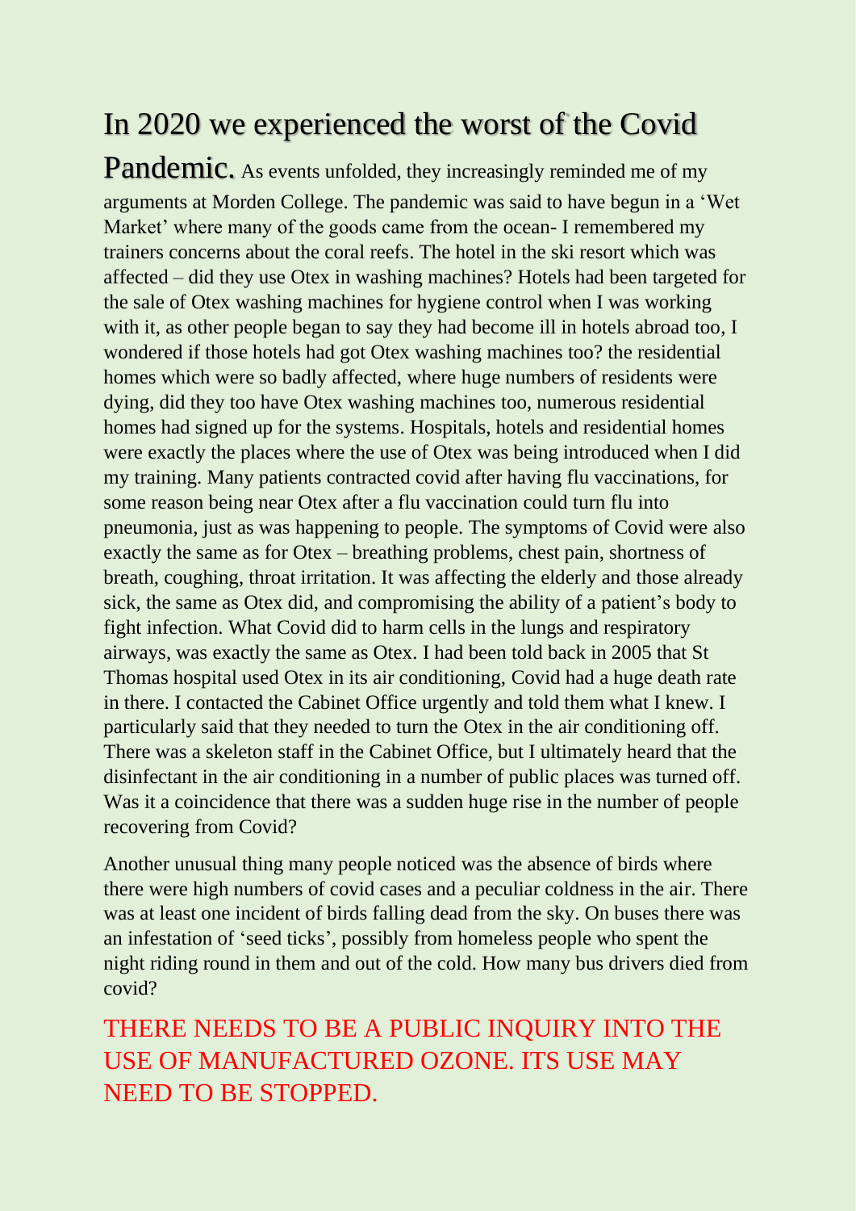# In 2020 we experienced the worst of the Covid Pandemic.

As events unfolded, they increasingly reminded me of my arguments at Morden College. The pandemic was said to have begun in a 'Wet Market' where many of the goods came from the ocean- I remembered my trainers concerns about the coral reefs. The hotel in the ski resort which was affected – did they use Otex in washing machines? Hotels had been targeted for the sale of Otex washing machines for hygiene control when I was working with it, as other people began to say they had become ill in hotels abroad too, I wondered if those hotels had got Otex washing machines too? the residential homes which were so badly affected, where huge numbers of residents were dying, did they too have Otex washing machines too, numerous residential homes had signed up for the systems. Hospitals, hotels and residential homes were exactly the places where the use of Otex was being introduced when I did my training. Many patients contracted covid after having flu vaccinations, for some reason being near Otex after a flu vaccination could turn flu into pneumonia, just as was happening to people. The symptoms of Covid were also exactly the same as for Otex – breathing problems, chest pain, shortness of breath, coughing, throat irritation. It was affecting the elderly and those already sick, the same as Otex did, and compromising the ability of a patient's body to fight infection. What Covid did to harm cells in the lungs and respiratory airways, was exactly the same as Otex. I had been told back in 2005 that St Thomas hospital used Otex in its air conditioning, Covid had a huge death rate in there. I contacted the Cabinet Office urgently and told them what I knew. I particularly said that they needed to turn the Otex in the air conditioning off. There was a skeleton staff in the Cabinet Office, but I ultimately heard that the disinfectant in the air conditioning in a number of public places was turned off. Was it a coincidence that there was a sudden huge rise in the number of people recovering from Covid?

Another unusual thing many people noticed was the absence of birds where there were high numbers of covid cases and a peculiar coldness in the air. There was at least one incident of birds falling dead from the sky. On buses there was an infestation of 'seed ticks', possibly from homeless people who spent the night riding round in them and out of the cold. How many bus drivers died from covid?

THERE NEEDS TO BE A PUBLIC INQUIRY INTO THE USE OF MANUFACTURED OZONE. ITS USE MAY NEED TO BE STOPPED.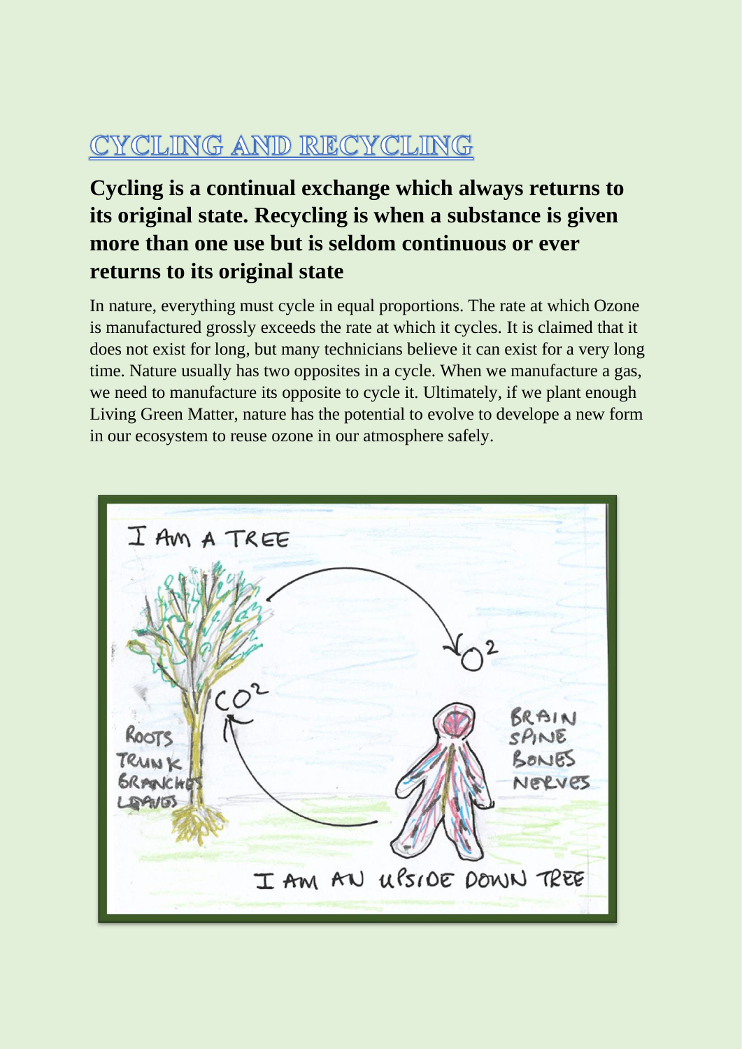# CYCLING AND RECYCLING

## Cycling is a continual exchange which always returns to its original state. Recycling is when a substance is given more than one use but is seldom continuous or ever returns to its original state

In nature, everything must cycle in equal proportions. The rate at which Ozone is manufactured grossly exceeds the rate at which it cycles. It is claimed that it does not exist for long, but many technicians believe it can exist for a very long time. Nature usually has two opposites in a cycle. When we manufacture a gas, we need to manufacture its opposite to cycle it. Ultimately, if we plant enough Living Green Matter, nature has the potential to evolve to develope a new form in our ecosystem to reuse ozone in our atmosphere safely.

I AM A TREE

$O^2$

$CO^2$

ROOTS
TRUNK
BRANCHES
LEAVES

BRAIN
SPINE
BONES
NERVES

I AM AN UPSIDE DOWN TREE